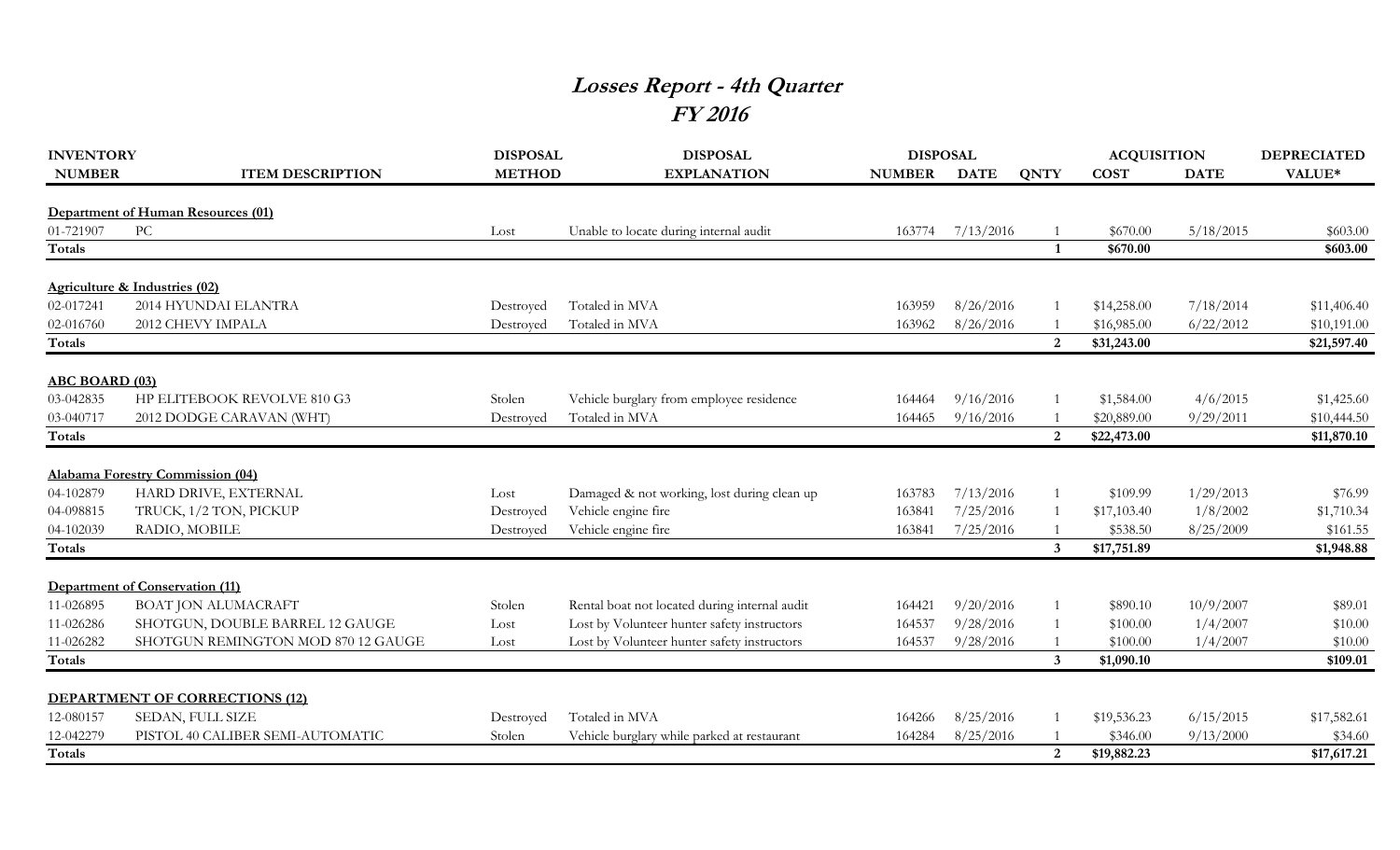# *Losses Report - 4th Quarter*
## *FY 2016*

| INVENTORY NUMBER | ITEM DESCRIPTION | DISPOSAL METHOD | DISPOSAL EXPLANATION | DISPOSAL NUMBER | DISPOSAL DATE | QNTY | ACQUISITION COST | ACQUISITION DATE | DEPRECIATED VALUE* |
|---|---|---|---|---|---|---|---|---|---|
| **Department of Human Resources (01)** | | | | | | | | | |
| 01-721907 | PC | Lost | Unable to locate during internal audit | 163774 | 7/13/2016 | 1 | $670.00 | 5/18/2015 | $603.00 |
| **Totals** | | | | | | **1** | **$670.00** | | **$603.00** |
| **Agriculture & Industries (02)** | | | | | | | | | |
| 02-017241 | 2014 HYUNDAI ELANTRA | Destroyed | Totaled in MVA | 163959 | 8/26/2016 | 1 | $14,258.00 | 7/18/2014 | $11,406.40 |
| 02-016760 | 2012 CHEVY IMPALA | Destroyed | Totaled in MVA | 163962 | 8/26/2016 | 1 | $16,985.00 | 6/22/2012 | $10,191.00 |
| **Totals** | | | | | | **2** | **$31,243.00** | | **$21,597.40** |
| **ABC BOARD (03)** | | | | | | | | | |
| 03-042835 | HP ELITEBOOK REVOLVE 810 G3 | Stolen | Vehicle burglary from employee residence | 164464 | 9/16/2016 | 1 | $1,584.00 | 4/6/2015 | $1,425.60 |
| 03-040717 | 2012 DODGE CARAVAN (WHT) | Destroyed | Totaled in MVA | 164465 | 9/16/2016 | 1 | $20,889.00 | 9/29/2011 | $10,444.50 |
| **Totals** | | | | | | **2** | **$22,473.00** | | **$11,870.10** |
| **Alabama Forestry Commission (04)** | | | | | | | | | |
| 04-102879 | HARD DRIVE, EXTERNAL | Lost | Damaged & not working, lost during clean up | 163783 | 7/13/2016 | 1 | $109.99 | 1/29/2013 | $76.99 |
| 04-098815 | TRUCK, 1/2 TON, PICKUP | Destroyed | Vehicle engine fire | 163841 | 7/25/2016 | 1 | $17,103.40 | 1/8/2002 | $1,710.34 |
| 04-102039 | RADIO, MOBILE | Destroyed | Vehicle engine fire | 163841 | 7/25/2016 | 1 | $538.50 | 8/25/2009 | $161.55 |
| **Totals** | | | | | | **3** | **$17,751.89** | | **$1,948.88** |
| **Department of Conservation (11)** | | | | | | | | | |
| 11-026895 | BOAT JON ALUMACRAFT | Stolen | Rental boat not located during internal audit | 164421 | 9/20/2016 | 1 | $890.10 | 10/9/2007 | $89.01 |
| 11-026286 | SHOTGUN, DOUBLE BARREL 12 GAUGE | Lost | Lost by Volunteer hunter safety instructors | 164537 | 9/28/2016 | 1 | $100.00 | 1/4/2007 | $10.00 |
| 11-026282 | SHOTGUN REMINGTON MOD 870 12 GAUGE | Lost | Lost by Volunteer hunter safety instructors | 164537 | 9/28/2016 | 1 | $100.00 | 1/4/2007 | $10.00 |
| **Totals** | | | | | | **3** | **$1,090.10** | | **$109.01** |
| **DEPARTMENT OF CORRECTIONS (12)** | | | | | | | | | |
| 12-080157 | SEDAN, FULL SIZE | Destroyed | Totaled in MVA | 164266 | 8/25/2016 | 1 | $19,536.23 | 6/15/2015 | $17,582.61 |
| 12-042279 | PISTOL 40 CALIBER SEMI-AUTOMATIC | Stolen | Vehicle burglary while parked at restaurant | 164284 | 8/25/2016 | 1 | $346.00 | 9/13/2000 | $34.60 |
| **Totals** | | | | | | **2** | **$19,882.23** | | **$17,617.21** |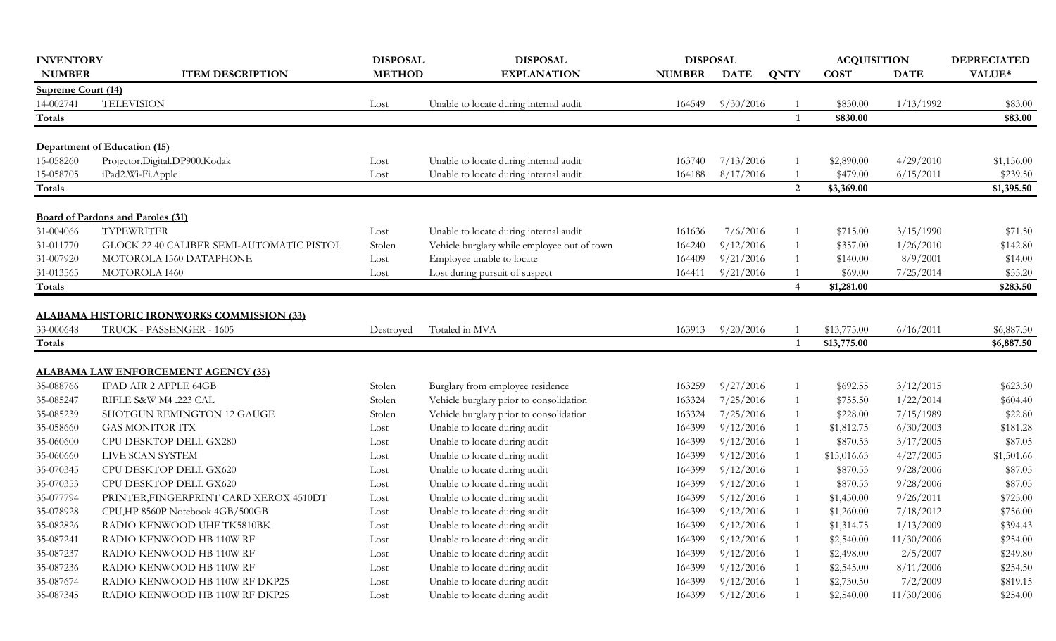| INVENTORY NUMBER | ITEM DESCRIPTION | DISPOSAL METHOD | DISPOSAL EXPLANATION | DISPOSAL NUMBER | DISPOSAL DATE | QNTY | ACQUISITION COST | ACQUISITION DATE | DEPRECIATED VALUE* |
|---|---|---|---|---|---|---|---|---|---|
| **Supreme Court (14)** | | | | | | | | | |
| 14-002741 | TELEVISION | Lost | Unable to locate during internal audit | 164549 | 9/30/2016 | 1 | $830.00 | 1/13/1992 | $83.00 |
| **Totals** | | | | | | **1** | **$830.00** | | **$83.00** |
| **Department of Education (15)** | | | | | | | | | |
| 15-058260 | Projector.Digital.DP900.Kodak | Lost | Unable to locate during internal audit | 163740 | 7/13/2016 | 1 | $2,890.00 | 4/29/2010 | $1,156.00 |
| 15-058705 | iPad2.Wi-Fi.Apple | Lost | Unable to locate during internal audit | 164188 | 8/17/2016 | 1 | $479.00 | 6/15/2011 | $239.50 |
| **Totals** | | | | | | **2** | **$3,369.00** | | **$1,395.50** |
| **Board of Pardons and Paroles (31)** | | | | | | | | | |
| 31-004066 | TYPEWRITER | Lost | Unable to locate during internal audit | 161636 | 7/6/2016 | 1 | $715.00 | 3/15/1990 | $71.50 |
| 31-011770 | GLOCK 22 40 CALIBER SEMI-AUTOMATIC PISTOL | Stolen | Vehicle burglary while employee out of town | 164240 | 9/12/2016 | 1 | $357.00 | 1/26/2010 | $142.80 |
| 31-007920 | MOTOROLA I560 DATAPHONE | Lost | Employee unable to locate | 164409 | 9/21/2016 | 1 | $140.00 | 8/9/2001 | $14.00 |
| 31-013565 | MOTOROLA I460 | Lost | Lost during pursuit of suspect | 164411 | 9/21/2016 | 1 | $69.00 | 7/25/2014 | $55.20 |
| **Totals** | | | | | | **4** | **$1,281.00** | | **$283.50** |
| **ALABAMA HISTORIC IRONWORKS COMMISSION (33)** | | | | | | | | | |
| 33-000648 | TRUCK - PASSENGER - 1605 | Destroyed | Totaled in MVA | 163913 | 9/20/2016 | 1 | $13,775.00 | 6/16/2011 | $6,887.50 |
| **Totals** | | | | | | **1** | **$13,775.00** | | **$6,887.50** |
| **ALABAMA LAW ENFORCEMENT AGENCY (35)** | | | | | | | | | |
| 35-088766 | IPAD AIR 2 APPLE 64GB | Stolen | Burglary from employee residence | 163259 | 9/27/2016 | 1 | $692.55 | 3/12/2015 | $623.30 |
| 35-085247 | RIFLE S&W M4 .223 CAL | Stolen | Vehicle burglary prior to consolidation | 163324 | 7/25/2016 | 1 | $755.50 | 1/22/2014 | $604.40 |
| 35-085239 | SHOTGUN REMINGTON 12 GAUGE | Stolen | Vehicle burglary prior to consolidation | 163324 | 7/25/2016 | 1 | $228.00 | 7/15/1989 | $22.80 |
| 35-058660 | GAS MONITOR ITX | Lost | Unable to locate during audit | 164399 | 9/12/2016 | 1 | $1,812.75 | 6/30/2003 | $181.28 |
| 35-060600 | CPU DESKTOP DELL GX280 | Lost | Unable to locate during audit | 164399 | 9/12/2016 | 1 | $870.53 | 3/17/2005 | $87.05 |
| 35-060660 | LIVE SCAN SYSTEM | Lost | Unable to locate during audit | 164399 | 9/12/2016 | 1 | $15,016.63 | 4/27/2005 | $1,501.66 |
| 35-070345 | CPU DESKTOP DELL GX620 | Lost | Unable to locate during audit | 164399 | 9/12/2016 | 1 | $870.53 | 9/28/2006 | $87.05 |
| 35-070353 | CPU DESKTOP DELL GX620 | Lost | Unable to locate during audit | 164399 | 9/12/2016 | 1 | $870.53 | 9/28/2006 | $87.05 |
| 35-077794 | PRINTER,FINGERPRINT CARD XEROX 4510DT | Lost | Unable to locate during audit | 164399 | 9/12/2016 | 1 | $1,450.00 | 9/26/2011 | $725.00 |
| 35-078928 | CPU,HP 8560P Notebook 4GB/500GB | Lost | Unable to locate during audit | 164399 | 9/12/2016 | 1 | $1,260.00 | 7/18/2012 | $756.00 |
| 35-082826 | RADIO KENWOOD UHF TK5810BK | Lost | Unable to locate during audit | 164399 | 9/12/2016 | 1 | $1,314.75 | 1/13/2009 | $394.43 |
| 35-087241 | RADIO KENWOOD HB 110W RF | Lost | Unable to locate during audit | 164399 | 9/12/2016 | 1 | $2,540.00 | 11/30/2006 | $254.00 |
| 35-087237 | RADIO KENWOOD HB 110W RF | Lost | Unable to locate during audit | 164399 | 9/12/2016 | 1 | $2,498.00 | 2/5/2007 | $249.80 |
| 35-087236 | RADIO KENWOOD HB 110W RF | Lost | Unable to locate during audit | 164399 | 9/12/2016 | 1 | $2,545.00 | 8/11/2006 | $254.50 |
| 35-087674 | RADIO KENWOOD HB 110W RF DKP25 | Lost | Unable to locate during audit | 164399 | 9/12/2016 | 1 | $2,730.50 | 7/2/2009 | $819.15 |
| 35-087345 | RADIO KENWOOD HB 110W RF DKP25 | Lost | Unable to locate during audit | 164399 | 9/12/2016 | 1 | $2,540.00 | 11/30/2006 | $254.00 |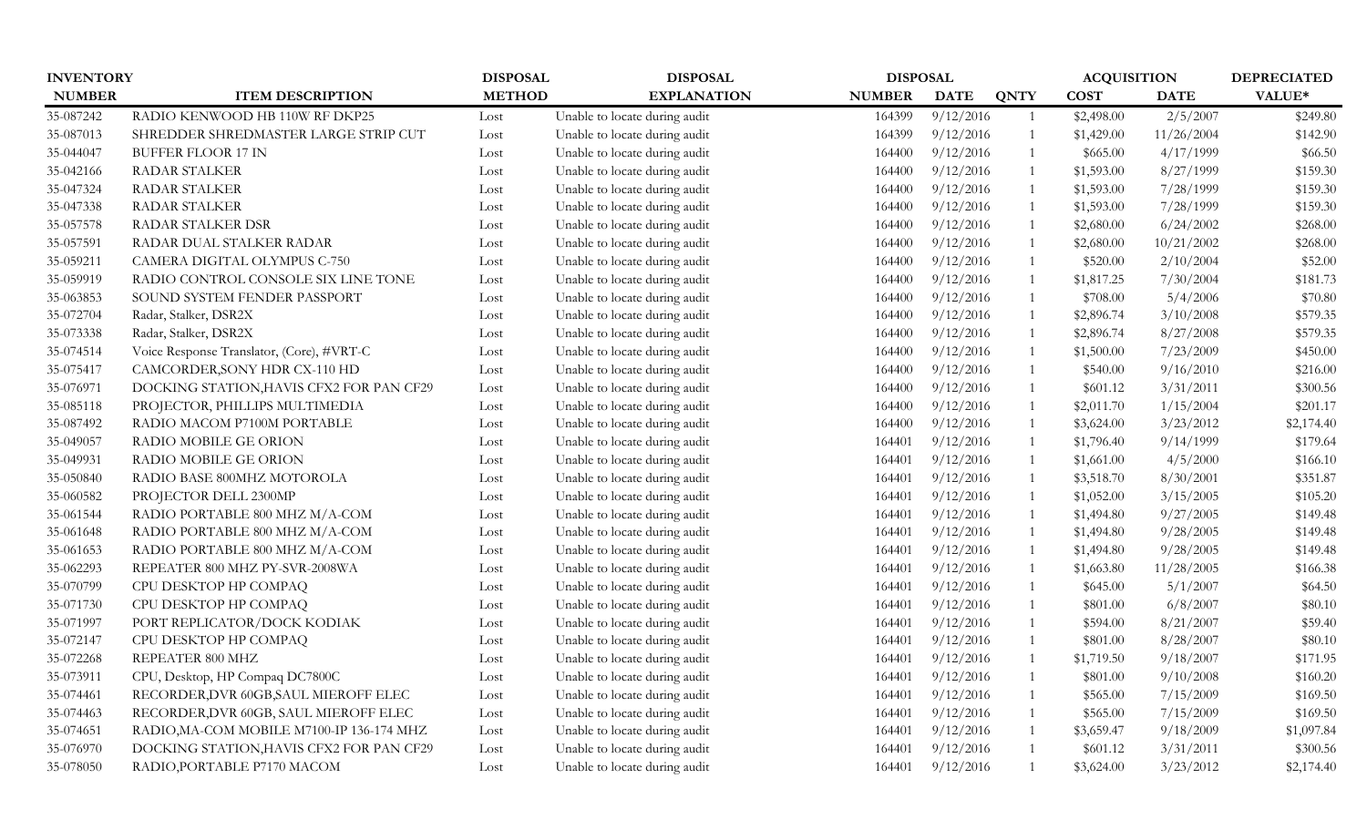| INVENTORY | | DISPOSAL | DISPOSAL | DISPOSAL | | | ACQUISITION | | DEPRECIATED |
|---|---|---|---|---|---|---|---|---|---|
| NUMBER | ITEM DESCRIPTION | METHOD | EXPLANATION | NUMBER | DATE | QNTY | COST | DATE | VALUE* |
| 35-087242 | RADIO KENWOOD HB 110W RF DKP25 | Lost | Unable to locate during audit | 164399 | 9/12/2016 | 1 | $2,498.00 | 2/5/2007 | $249.80 |
| 35-087013 | SHREDDER SHREDMASTER LARGE STRIP CUT | Lost | Unable to locate during audit | 164399 | 9/12/2016 | 1 | $1,429.00 | 11/26/2004 | $142.90 |
| 35-044047 | BUFFER FLOOR 17 IN | Lost | Unable to locate during audit | 164400 | 9/12/2016 | 1 | $665.00 | 4/17/1999 | $66.50 |
| 35-042166 | RADAR STALKER | Lost | Unable to locate during audit | 164400 | 9/12/2016 | 1 | $1,593.00 | 8/27/1999 | $159.30 |
| 35-047324 | RADAR STALKER | Lost | Unable to locate during audit | 164400 | 9/12/2016 | 1 | $1,593.00 | 7/28/1999 | $159.30 |
| 35-047338 | RADAR STALKER | Lost | Unable to locate during audit | 164400 | 9/12/2016 | 1 | $1,593.00 | 7/28/1999 | $159.30 |
| 35-057578 | RADAR STALKER DSR | Lost | Unable to locate during audit | 164400 | 9/12/2016 | 1 | $2,680.00 | 6/24/2002 | $268.00 |
| 35-057591 | RADAR DUAL STALKER RADAR | Lost | Unable to locate during audit | 164400 | 9/12/2016 | 1 | $2,680.00 | 10/21/2002 | $268.00 |
| 35-059211 | CAMERA DIGITAL OLYMPUS C-750 | Lost | Unable to locate during audit | 164400 | 9/12/2016 | 1 | $520.00 | 2/10/2004 | $52.00 |
| 35-059919 | RADIO CONTROL CONSOLE SIX LINE TONE | Lost | Unable to locate during audit | 164400 | 9/12/2016 | 1 | $1,817.25 | 7/30/2004 | $181.73 |
| 35-063853 | SOUND SYSTEM FENDER PASSPORT | Lost | Unable to locate during audit | 164400 | 9/12/2016 | 1 | $708.00 | 5/4/2006 | $70.80 |
| 35-072704 | Radar, Stalker, DSR2X | Lost | Unable to locate during audit | 164400 | 9/12/2016 | 1 | $2,896.74 | 3/10/2008 | $579.35 |
| 35-073338 | Radar, Stalker, DSR2X | Lost | Unable to locate during audit | 164400 | 9/12/2016 | 1 | $2,896.74 | 8/27/2008 | $579.35 |
| 35-074514 | Voice Response Translator, (Core), #VRT-C | Lost | Unable to locate during audit | 164400 | 9/12/2016 | 1 | $1,500.00 | 7/23/2009 | $450.00 |
| 35-075417 | CAMCORDER,SONY HDR CX-110 HD | Lost | Unable to locate during audit | 164400 | 9/12/2016 | 1 | $540.00 | 9/16/2010 | $216.00 |
| 35-076971 | DOCKING STATION,HAVIS CFX2 FOR PAN CF29 | Lost | Unable to locate during audit | 164400 | 9/12/2016 | 1 | $601.12 | 3/31/2011 | $300.56 |
| 35-085118 | PROJECTOR, PHILLIPS MULTIMEDIA | Lost | Unable to locate during audit | 164400 | 9/12/2016 | 1 | $2,011.70 | 1/15/2004 | $201.17 |
| 35-087492 | RADIO MACOM P7100M PORTABLE | Lost | Unable to locate during audit | 164400 | 9/12/2016 | 1 | $3,624.00 | 3/23/2012 | $2,174.40 |
| 35-049057 | RADIO MOBILE GE ORION | Lost | Unable to locate during audit | 164401 | 9/12/2016 | 1 | $1,796.40 | 9/14/1999 | $179.64 |
| 35-049931 | RADIO MOBILE GE ORION | Lost | Unable to locate during audit | 164401 | 9/12/2016 | 1 | $1,661.00 | 4/5/2000 | $166.10 |
| 35-050840 | RADIO BASE 800MHZ MOTOROLA | Lost | Unable to locate during audit | 164401 | 9/12/2016 | 1 | $3,518.70 | 8/30/2001 | $351.87 |
| 35-060582 | PROJECTOR DELL 2300MP | Lost | Unable to locate during audit | 164401 | 9/12/2016 | 1 | $1,052.00 | 3/15/2005 | $105.20 |
| 35-061544 | RADIO PORTABLE 800 MHZ M/A-COM | Lost | Unable to locate during audit | 164401 | 9/12/2016 | 1 | $1,494.80 | 9/27/2005 | $149.48 |
| 35-061648 | RADIO PORTABLE 800 MHZ M/A-COM | Lost | Unable to locate during audit | 164401 | 9/12/2016 | 1 | $1,494.80 | 9/28/2005 | $149.48 |
| 35-061653 | RADIO PORTABLE 800 MHZ M/A-COM | Lost | Unable to locate during audit | 164401 | 9/12/2016 | 1 | $1,494.80 | 9/28/2005 | $149.48 |
| 35-062293 | REPEATER 800 MHZ PY-SVR-2008WA | Lost | Unable to locate during audit | 164401 | 9/12/2016 | 1 | $1,663.80 | 11/28/2005 | $166.38 |
| 35-070799 | CPU DESKTOP HP COMPAQ | Lost | Unable to locate during audit | 164401 | 9/12/2016 | 1 | $645.00 | 5/1/2007 | $64.50 |
| 35-071730 | CPU DESKTOP HP COMPAQ | Lost | Unable to locate during audit | 164401 | 9/12/2016 | 1 | $801.00 | 6/8/2007 | $80.10 |
| 35-071997 | PORT REPLICATOR/DOCK KODIAK | Lost | Unable to locate during audit | 164401 | 9/12/2016 | 1 | $594.00 | 8/21/2007 | $59.40 |
| 35-072147 | CPU DESKTOP HP COMPAQ | Lost | Unable to locate during audit | 164401 | 9/12/2016 | 1 | $801.00 | 8/28/2007 | $80.10 |
| 35-072268 | REPEATER 800 MHZ | Lost | Unable to locate during audit | 164401 | 9/12/2016 | 1 | $1,719.50 | 9/18/2007 | $171.95 |
| 35-073911 | CPU, Desktop, HP Compaq DC7800C | Lost | Unable to locate during audit | 164401 | 9/12/2016 | 1 | $801.00 | 9/10/2008 | $160.20 |
| 35-074461 | RECORDER,DVR 60GB,SAUL MIEROFF ELEC | Lost | Unable to locate during audit | 164401 | 9/12/2016 | 1 | $565.00 | 7/15/2009 | $169.50 |
| 35-074463 | RECORDER,DVR 60GB, SAUL MIEROFF ELEC | Lost | Unable to locate during audit | 164401 | 9/12/2016 | 1 | $565.00 | 7/15/2009 | $169.50 |
| 35-074651 | RADIO,MA-COM MOBILE M7100-IP 136-174 MHZ | Lost | Unable to locate during audit | 164401 | 9/12/2016 | 1 | $3,659.47 | 9/18/2009 | $1,097.84 |
| 35-076970 | DOCKING STATION,HAVIS CFX2 FOR PAN CF29 | Lost | Unable to locate during audit | 164401 | 9/12/2016 | 1 | $601.12 | 3/31/2011 | $300.56 |
| 35-078050 | RADIO,PORTABLE P7170 MACOM | Lost | Unable to locate during audit | 164401 | 9/12/2016 | 1 | $3,624.00 | 3/23/2012 | $2,174.40 |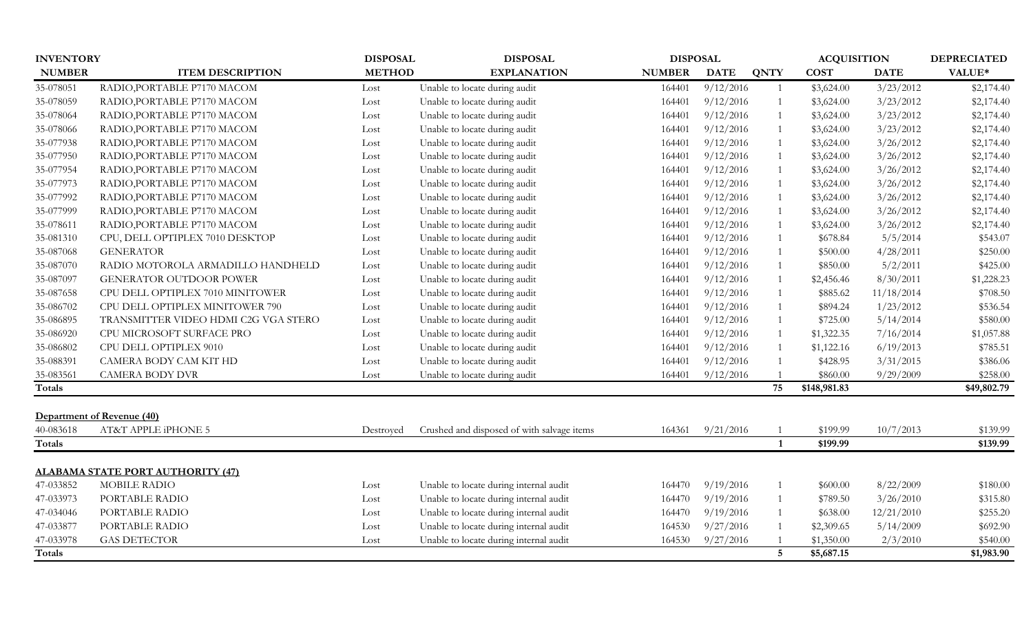| INVENTORY NUMBER | ITEM DESCRIPTION | DISPOSAL METHOD | DISPOSAL EXPLANATION | DISPOSAL NUMBER | DISPOSAL DATE | QNTY | ACQUISITION COST | ACQUISITION DATE | DEPRECIATED VALUE* |
|---|---|---|---|---|---|---|---|---|---|
| 35-078051 | RADIO,PORTABLE P7170 MACOM | Lost | Unable to locate during audit | 164401 | 9/12/2016 | 1 | $3,624.00 | 3/23/2012 | $2,174.40 |
| 35-078059 | RADIO,PORTABLE P7170 MACOM | Lost | Unable to locate during audit | 164401 | 9/12/2016 | 1 | $3,624.00 | 3/23/2012 | $2,174.40 |
| 35-078064 | RADIO,PORTABLE P7170 MACOM | Lost | Unable to locate during audit | 164401 | 9/12/2016 | 1 | $3,624.00 | 3/23/2012 | $2,174.40 |
| 35-078066 | RADIO,PORTABLE P7170 MACOM | Lost | Unable to locate during audit | 164401 | 9/12/2016 | 1 | $3,624.00 | 3/23/2012 | $2,174.40 |
| 35-077938 | RADIO,PORTABLE P7170 MACOM | Lost | Unable to locate during audit | 164401 | 9/12/2016 | 1 | $3,624.00 | 3/26/2012 | $2,174.40 |
| 35-077950 | RADIO,PORTABLE P7170 MACOM | Lost | Unable to locate during audit | 164401 | 9/12/2016 | 1 | $3,624.00 | 3/26/2012 | $2,174.40 |
| 35-077954 | RADIO,PORTABLE P7170 MACOM | Lost | Unable to locate during audit | 164401 | 9/12/2016 | 1 | $3,624.00 | 3/26/2012 | $2,174.40 |
| 35-077973 | RADIO,PORTABLE P7170 MACOM | Lost | Unable to locate during audit | 164401 | 9/12/2016 | 1 | $3,624.00 | 3/26/2012 | $2,174.40 |
| 35-077992 | RADIO,PORTABLE P7170 MACOM | Lost | Unable to locate during audit | 164401 | 9/12/2016 | 1 | $3,624.00 | 3/26/2012 | $2,174.40 |
| 35-077999 | RADIO,PORTABLE P7170 MACOM | Lost | Unable to locate during audit | 164401 | 9/12/2016 | 1 | $3,624.00 | 3/26/2012 | $2,174.40 |
| 35-078611 | RADIO,PORTABLE P7170 MACOM | Lost | Unable to locate during audit | 164401 | 9/12/2016 | 1 | $3,624.00 | 3/26/2012 | $2,174.40 |
| 35-081310 | CPU, DELL OPTIPLEX 7010 DESKTOP | Lost | Unable to locate during audit | 164401 | 9/12/2016 | 1 | $678.84 | 5/5/2014 | $543.07 |
| 35-087068 | GENERATOR | Lost | Unable to locate during audit | 164401 | 9/12/2016 | 1 | $500.00 | 4/28/2011 | $250.00 |
| 35-087070 | RADIO MOTOROLA ARMADILLO HANDHELD | Lost | Unable to locate during audit | 164401 | 9/12/2016 | 1 | $850.00 | 5/2/2011 | $425.00 |
| 35-087097 | GENERATOR OUTDOOR POWER | Lost | Unable to locate during audit | 164401 | 9/12/2016 | 1 | $2,456.46 | 8/30/2011 | $1,228.23 |
| 35-087658 | CPU DELL OPTIPLEX 7010 MINITOWER | Lost | Unable to locate during audit | 164401 | 9/12/2016 | 1 | $885.62 | 11/18/2014 | $708.50 |
| 35-086702 | CPU DELL OPTIPLEX MINITOWER 790 | Lost | Unable to locate during audit | 164401 | 9/12/2016 | 1 | $894.24 | 1/23/2012 | $536.54 |
| 35-086895 | TRANSMITTER VIDEO HDMI C2G VGA STERO | Lost | Unable to locate during audit | 164401 | 9/12/2016 | 1 | $725.00 | 5/14/2014 | $580.00 |
| 35-086920 | CPU MICROSOFT SURFACE PRO | Lost | Unable to locate during audit | 164401 | 9/12/2016 | 1 | $1,322.35 | 7/16/2014 | $1,057.88 |
| 35-086802 | CPU DELL OPTIPLEX 9010 | Lost | Unable to locate during audit | 164401 | 9/12/2016 | 1 | $1,122.16 | 6/19/2013 | $785.51 |
| 35-088391 | CAMERA BODY CAM KIT HD | Lost | Unable to locate during audit | 164401 | 9/12/2016 | 1 | $428.95 | 3/31/2015 | $386.06 |
| 35-083561 | CAMERA BODY DVR | Lost | Unable to locate during audit | 164401 | 9/12/2016 | 1 | $860.00 | 9/29/2009 | $258.00 |
| **Totals** | | | | | | **75** | **$148,981.83** | | **$49,802.79** |
| | | | | | | | | | |
| **Department of Revenue (40)** | | | | | | | | | |
| 40-083618 | AT&T APPLE iPHONE 5 | Destroyed | Crushed and disposed of with salvage items | 164361 | 9/21/2016 | 1 | $199.99 | 10/7/2013 | $139.99 |
| **Totals** | | | | | | **1** | **$199.99** | | **$139.99** |
| | | | | | | | | | |
| **ALABAMA STATE PORT AUTHORITY (47)** | | | | | | | | | |
| 47-033852 | MOBILE RADIO | Lost | Unable to locate during internal audit | 164470 | 9/19/2016 | 1 | $600.00 | 8/22/2009 | $180.00 |
| 47-033973 | PORTABLE RADIO | Lost | Unable to locate during internal audit | 164470 | 9/19/2016 | 1 | $789.50 | 3/26/2010 | $315.80 |
| 47-034046 | PORTABLE RADIO | Lost | Unable to locate during internal audit | 164470 | 9/19/2016 | 1 | $638.00 | 12/21/2010 | $255.20 |
| 47-033877 | PORTABLE RADIO | Lost | Unable to locate during internal audit | 164530 | 9/27/2016 | 1 | $2,309.65 | 5/14/2009 | $692.90 |
| 47-033978 | GAS DETECTOR | Lost | Unable to locate during internal audit | 164530 | 9/27/2016 | 1 | $1,350.00 | 2/3/2010 | $540.00 |
| **Totals** | | | | | | **5** | **$5,687.15** | | **$1,983.90** |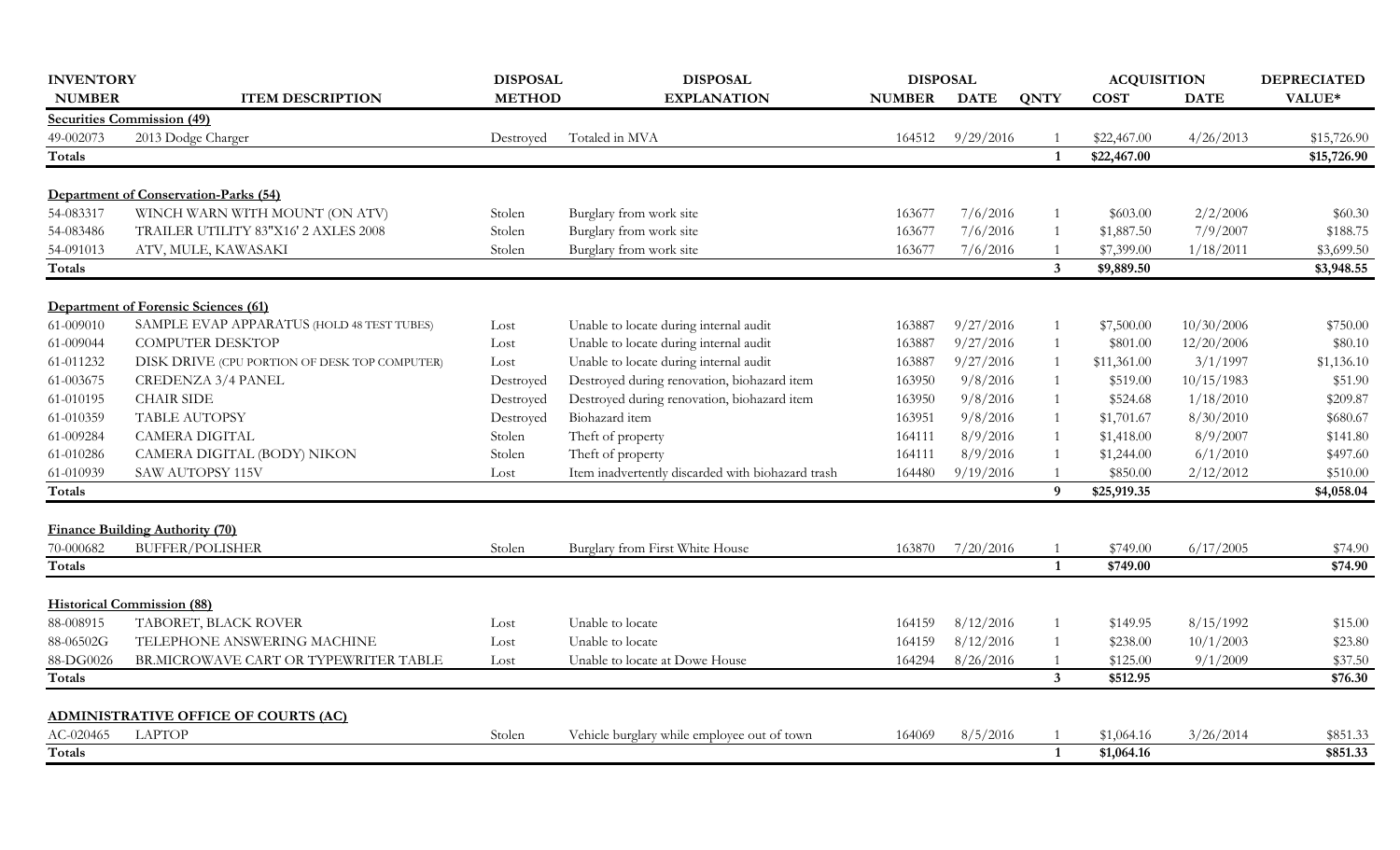| INVENTORY NUMBER | ITEM DESCRIPTION | DISPOSAL METHOD | DISPOSAL EXPLANATION | DISPOSAL NUMBER | DISPOSAL DATE | QNTY | ACQUISITION COST | ACQUISITION DATE | DEPRECIATED VALUE* |
|---|---|---|---|---|---|---|---|---|---|
| **Securities Commission (49)** | | | | | | | | | |
| 49-002073 | 2013 Dodge Charger | Destroyed | Totaled in MVA | 164512 | 9/29/2016 | 1 | $22,467.00 | 4/26/2013 | $15,726.90 |
| **Totals** | | | | | | **1** | **$22,467.00** | | **$15,726.90** |
| **Department of Conservation-Parks (54)** | | | | | | | | | |
| 54-083317 | WINCH WARN WITH MOUNT (ON ATV) | Stolen | Burglary from work site | 163677 | 7/6/2016 | 1 | $603.00 | 2/2/2006 | $60.30 |
| 54-083486 | TRAILER UTILITY 83"X16' 2 AXLES 2008 | Stolen | Burglary from work site | 163677 | 7/6/2016 | 1 | $1,887.50 | 7/9/2007 | $188.75 |
| 54-091013 | ATV, MULE, KAWASAKI | Stolen | Burglary from work site | 163677 | 7/6/2016 | 1 | $7,399.00 | 1/18/2011 | $3,699.50 |
| **Totals** | | | | | | **3** | **$9,889.50** | | **$3,948.55** |
| **Department of Forensic Sciences (61)** | | | | | | | | | |
| 61-009010 | SAMPLE EVAP APPARATUS (HOLD 48 TEST TUBES) | Lost | Unable to locate during internal audit | 163887 | 9/27/2016 | 1 | $7,500.00 | 10/30/2006 | $750.00 |
| 61-009044 | COMPUTER DESKTOP | Lost | Unable to locate during internal audit | 163887 | 9/27/2016 | 1 | $801.00 | 12/20/2006 | $80.10 |
| 61-011232 | DISK DRIVE (CPU PORTION OF DESK TOP COMPUTER) | Lost | Unable to locate during internal audit | 163887 | 9/27/2016 | 1 | $11,361.00 | 3/1/1997 | $1,136.10 |
| 61-003675 | CREDENZA 3/4 PANEL | Destroyed | Destroyed during renovation, biohazard item | 163950 | 9/8/2016 | 1 | $519.00 | 10/15/1983 | $51.90 |
| 61-010195 | CHAIR SIDE | Destroyed | Destroyed during renovation, biohazard item | 163950 | 9/8/2016 | 1 | $524.68 | 1/18/2010 | $209.87 |
| 61-010359 | TABLE AUTOPSY | Destroyed | Biohazard item | 163951 | 9/8/2016 | 1 | $1,701.67 | 8/30/2010 | $680.67 |
| 61-009284 | CAMERA DIGITAL | Stolen | Theft of property | 164111 | 8/9/2016 | 1 | $1,418.00 | 8/9/2007 | $141.80 |
| 61-010286 | CAMERA DIGITAL (BODY) NIKON | Stolen | Theft of property | 164111 | 8/9/2016 | 1 | $1,244.00 | 6/1/2010 | $497.60 |
| 61-010939 | SAW AUTOPSY 115V | Lost | Item inadvertently discarded with biohazard trash | 164480 | 9/19/2016 | 1 | $850.00 | 2/12/2012 | $510.00 |
| **Totals** | | | | | | **9** | **$25,919.35** | | **$4,058.04** |
| **Finance Building Authority (70)** | | | | | | | | | |
| 70-000682 | BUFFER/POLISHER | Stolen | Burglary from First White House | 163870 | 7/20/2016 | 1 | $749.00 | 6/17/2005 | $74.90 |
| **Totals** | | | | | | **1** | **$749.00** | | **$74.90** |
| **Historical Commission (88)** | | | | | | | | | |
| 88-008915 | TABORET, BLACK ROVER | Lost | Unable to locate | 164159 | 8/12/2016 | 1 | $149.95 | 8/15/1992 | $15.00 |
| 88-06502G | TELEPHONE ANSWERING MACHINE | Lost | Unable to locate | 164159 | 8/12/2016 | 1 | $238.00 | 10/1/2003 | $23.80 |
| 88-DG0026 | BR.MICROWAVE CART OR TYPEWRITER TABLE | Lost | Unable to locate at Dowe House | 164294 | 8/26/2016 | 1 | $125.00 | 9/1/2009 | $37.50 |
| **Totals** | | | | | | **3** | **$512.95** | | **$76.30** |
| **ADMINISTRATIVE OFFICE OF COURTS (AC)** | | | | | | | | | |
| AC-020465 | LAPTOP | Stolen | Vehicle burglary while employee out of town | 164069 | 8/5/2016 | 1 | $1,064.16 | 3/26/2014 | $851.33 |
| **Totals** | | | | | | **1** | **$1,064.16** | | **$851.33** |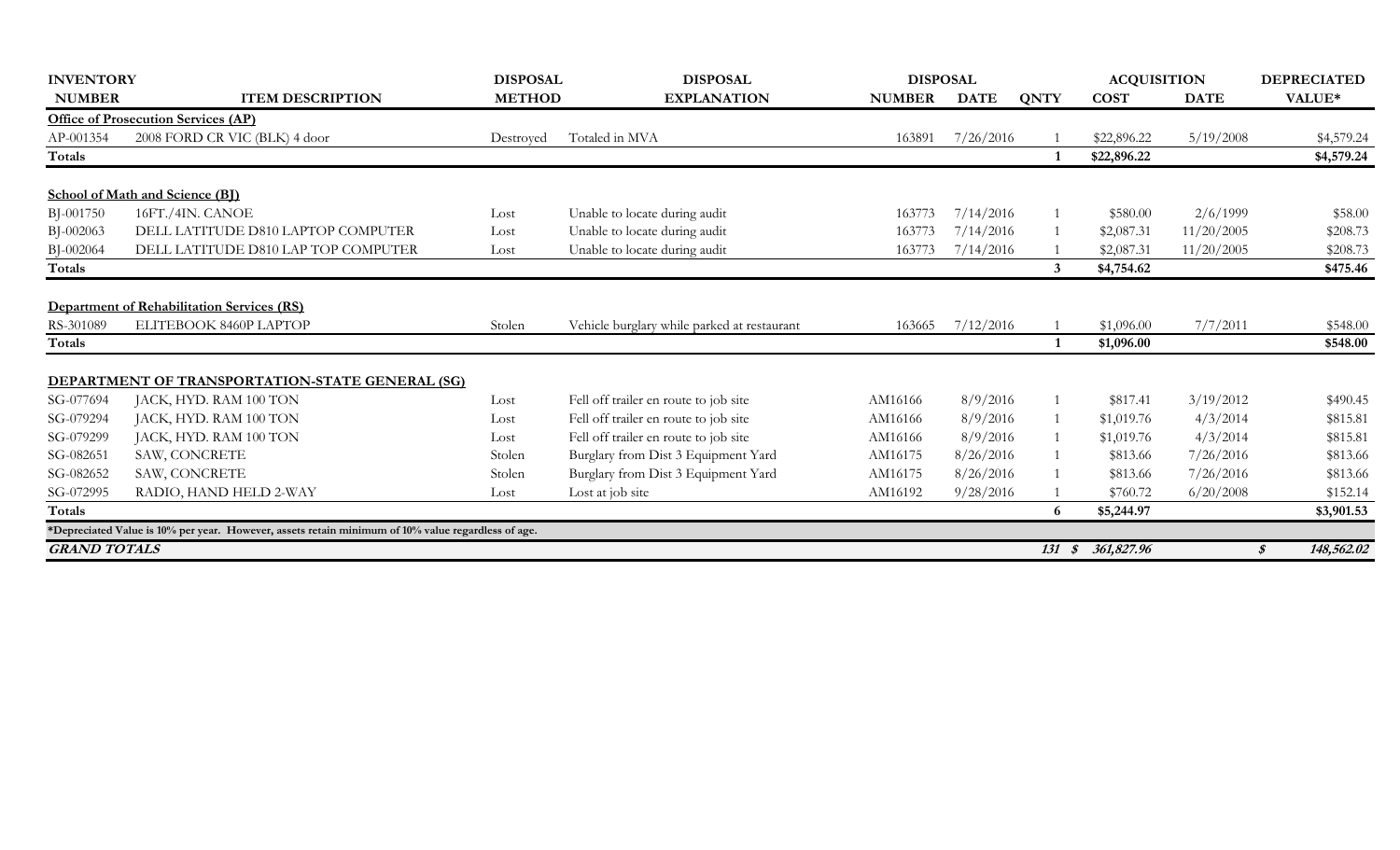| INVENTORY NUMBER | ITEM DESCRIPTION | DISPOSAL METHOD | DISPOSAL EXPLANATION | DISPOSAL NUMBER | DISPOSAL DATE | QNTY | ACQUISITION COST | ACQUISITION DATE | DEPRECIATED VALUE* |
|---|---|---|---|---|---|---|---|---|---|
| **Office of Prosecution Services (AP)** | | | | | | | | | |
| AP-001354 | 2008 FORD CR VIC (BLK) 4 door | Destroyed | Totaled in MVA | 163891 | 7/26/2016 | 1 | $22,896.22 | 5/19/2008 | $4,579.24 |
| **Totals** | | | | | | **1** | **$22,896.22** | | **$4,579.24** |
| **School of Math and Science (BJ)** | | | | | | | | | |
| BJ-001750 | 16FT./4IN. CANOE | Lost | Unable to locate during audit | 163773 | 7/14/2016 | 1 | $580.00 | 2/6/1999 | $58.00 |
| BJ-002063 | DELL LATITUDE D810 LAPTOP COMPUTER | Lost | Unable to locate during audit | 163773 | 7/14/2016 | 1 | $2,087.31 | 11/20/2005 | $208.73 |
| BJ-002064 | DELL LATITUDE D810 LAP TOP COMPUTER | Lost | Unable to locate during audit | 163773 | 7/14/2016 | 1 | $2,087.31 | 11/20/2005 | $208.73 |
| **Totals** | | | | | | **3** | **$4,754.62** | | **$475.46** |
| **Department of Rehabilitation Services (RS)** | | | | | | | | | |
| RS-301089 | ELITEBOOK 8460P LAPTOP | Stolen | Vehicle burglary while parked at restaurant | 163665 | 7/12/2016 | 1 | $1,096.00 | 7/7/2011 | $548.00 |
| **Totals** | | | | | | **1** | **$1,096.00** | | **$548.00** |
| **DEPARTMENT OF TRANSPORTATION-STATE GENERAL (SG)** | | | | | | | | | |
| SG-077694 | JACK, HYD. RAM 100 TON | Lost | Fell off trailer en route to job site | AM16166 | 8/9/2016 | 1 | $817.41 | 3/19/2012 | $490.45 |
| SG-079294 | JACK, HYD. RAM 100 TON | Lost | Fell off trailer en route to job site | AM16166 | 8/9/2016 | 1 | $1,019.76 | 4/3/2014 | $815.81 |
| SG-079299 | JACK, HYD. RAM 100 TON | Lost | Fell off trailer en route to job site | AM16166 | 8/9/2016 | 1 | $1,019.76 | 4/3/2014 | $815.81 |
| SG-082651 | SAW, CONCRETE | Stolen | Burglary from Dist 3 Equipment Yard | AM16175 | 8/26/2016 | 1 | $813.66 | 7/26/2016 | $813.66 |
| SG-082652 | SAW, CONCRETE | Stolen | Burglary from Dist 3 Equipment Yard | AM16175 | 8/26/2016 | 1 | $813.66 | 7/26/2016 | $813.66 |
| SG-072995 | RADIO, HAND HELD 2-WAY | Lost | Lost at job site | AM16192 | 9/28/2016 | 1 | $760.72 | 6/20/2008 | $152.14 |
| **Totals** | | | | | | **6** | **$5,244.97** | | **$3,901.53** |
| ***Depreciated Value is 10% per year. However, assets retain minimum of 10% value regardless of age.** | | | | | | | | | |
| ***GRAND TOTALS*** | | | | | | ***131*** | ***$ 361,827.96*** | | ***$ 148,562.02*** |